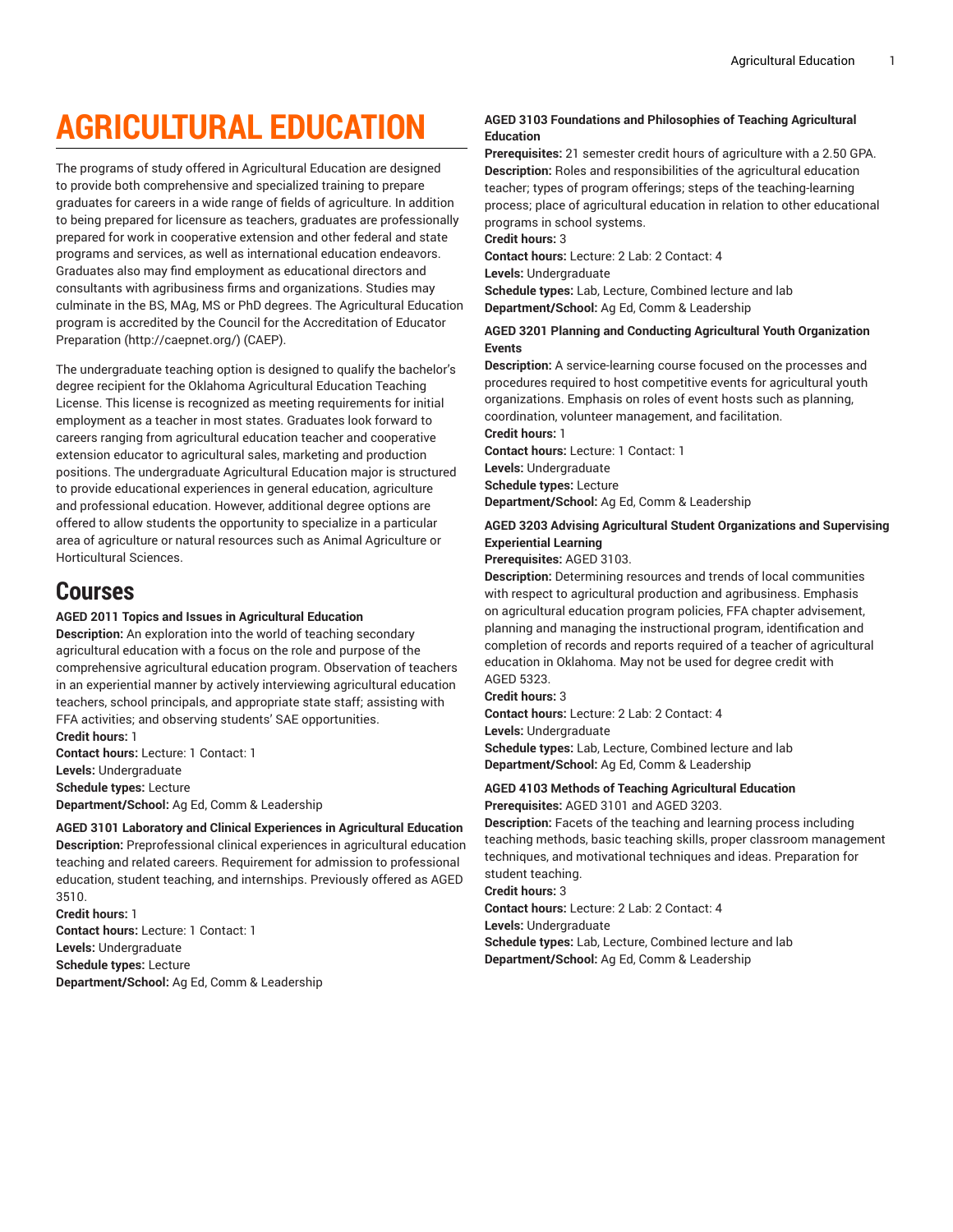# AGRICULTURAL EDUCATION

The programs of study offered in Agricultural Education are designed to provide both comprehensive and specialized training to prepare graduates for careers in a wide range of fields of agriculture. In addition to being prepared for licensure as teachers, graduates are professionally prepared for work in cooperative extension and other federal and state programs and services, as well as international education endeavors. Graduates also may find employment as educational directors and consultants with agribusiness firms and organizations. Studies may culminate in the BS, MAg, MS or PhD degrees. The Agricultural Education program is accredited by the Council for the Accreditation of Educator Preparation (http://caepnet.org/) (CAEP).

The undergraduate teaching option is designed to qualify the bachelor's degree recipient for the Oklahoma Agricultural Education Teaching License. This license is recognized as meeting requirements for initial employment as a teacher in most states. Graduates look forward to careers ranging from agricultural education teacher and cooperative extension educator to agricultural sales, marketing and production positions. The undergraduate Agricultural Education major is structured to provide educational experiences in general education, agriculture and professional education. However, additional degree options are offered to allow students the opportunity to specialize in a particular area of agriculture or natural resources such as Animal Agriculture or Horticultural Sciences.

## Courses

**AGED 2011 Topics and Issues in Agricultural Education**
**Description:** An exploration into the world of teaching secondary agricultural education with a focus on the role and purpose of the comprehensive agricultural education program. Observation of teachers in an experiential manner by actively interviewing agricultural education teachers, school principals, and appropriate state staff; assisting with FFA activities; and observing students' SAE opportunities.
**Credit hours:** 1
**Contact hours:** Lecture: 1 Contact: 1
**Levels:** Undergraduate
**Schedule types:** Lecture
**Department/School:** Ag Ed, Comm & Leadership

**AGED 3101 Laboratory and Clinical Experiences in Agricultural Education**
**Description:** Preprofessional clinical experiences in agricultural education teaching and related careers. Requirement for admission to professional education, student teaching, and internships. Previously offered as AGED 3510.
**Credit hours:** 1
**Contact hours:** Lecture: 1 Contact: 1
**Levels:** Undergraduate
**Schedule types:** Lecture
**Department/School:** Ag Ed, Comm & Leadership

**AGED 3103 Foundations and Philosophies of Teaching Agricultural Education**
**Prerequisites:** 21 semester credit hours of agriculture with a 2.50 GPA.
**Description:** Roles and responsibilities of the agricultural education teacher; types of program offerings; steps of the teaching-learning process; place of agricultural education in relation to other educational programs in school systems.
**Credit hours:** 3
**Contact hours:** Lecture: 2 Lab: 2 Contact: 4
**Levels:** Undergraduate
**Schedule types:** Lab, Lecture, Combined lecture and lab
**Department/School:** Ag Ed, Comm & Leadership

**AGED 3201 Planning and Conducting Agricultural Youth Organization Events**
**Description:** A service-learning course focused on the processes and procedures required to host competitive events for agricultural youth organizations. Emphasis on roles of event hosts such as planning, coordination, volunteer management, and facilitation.
**Credit hours:** 1
**Contact hours:** Lecture: 1 Contact: 1
**Levels:** Undergraduate
**Schedule types:** Lecture
**Department/School:** Ag Ed, Comm & Leadership

**AGED 3203 Advising Agricultural Student Organizations and Supervising Experiential Learning**
**Prerequisites:** AGED 3103.
**Description:** Determining resources and trends of local communities with respect to agricultural production and agribusiness. Emphasis on agricultural education program policies, FFA chapter advisement, planning and managing the instructional program, identification and completion of records and reports required of a teacher of agricultural education in Oklahoma. May not be used for degree credit with AGED 5323.
**Credit hours:** 3
**Contact hours:** Lecture: 2 Lab: 2 Contact: 4
**Levels:** Undergraduate
**Schedule types:** Lab, Lecture, Combined lecture and lab
**Department/School:** Ag Ed, Comm & Leadership

**AGED 4103 Methods of Teaching Agricultural Education**
**Prerequisites:** AGED 3101 and AGED 3203.
**Description:** Facets of the teaching and learning process including teaching methods, basic teaching skills, proper classroom management techniques, and motivational techniques and ideas. Preparation for student teaching.
**Credit hours:** 3
**Contact hours:** Lecture: 2 Lab: 2 Contact: 4
**Levels:** Undergraduate
**Schedule types:** Lab, Lecture, Combined lecture and lab
**Department/School:** Ag Ed, Comm & Leadership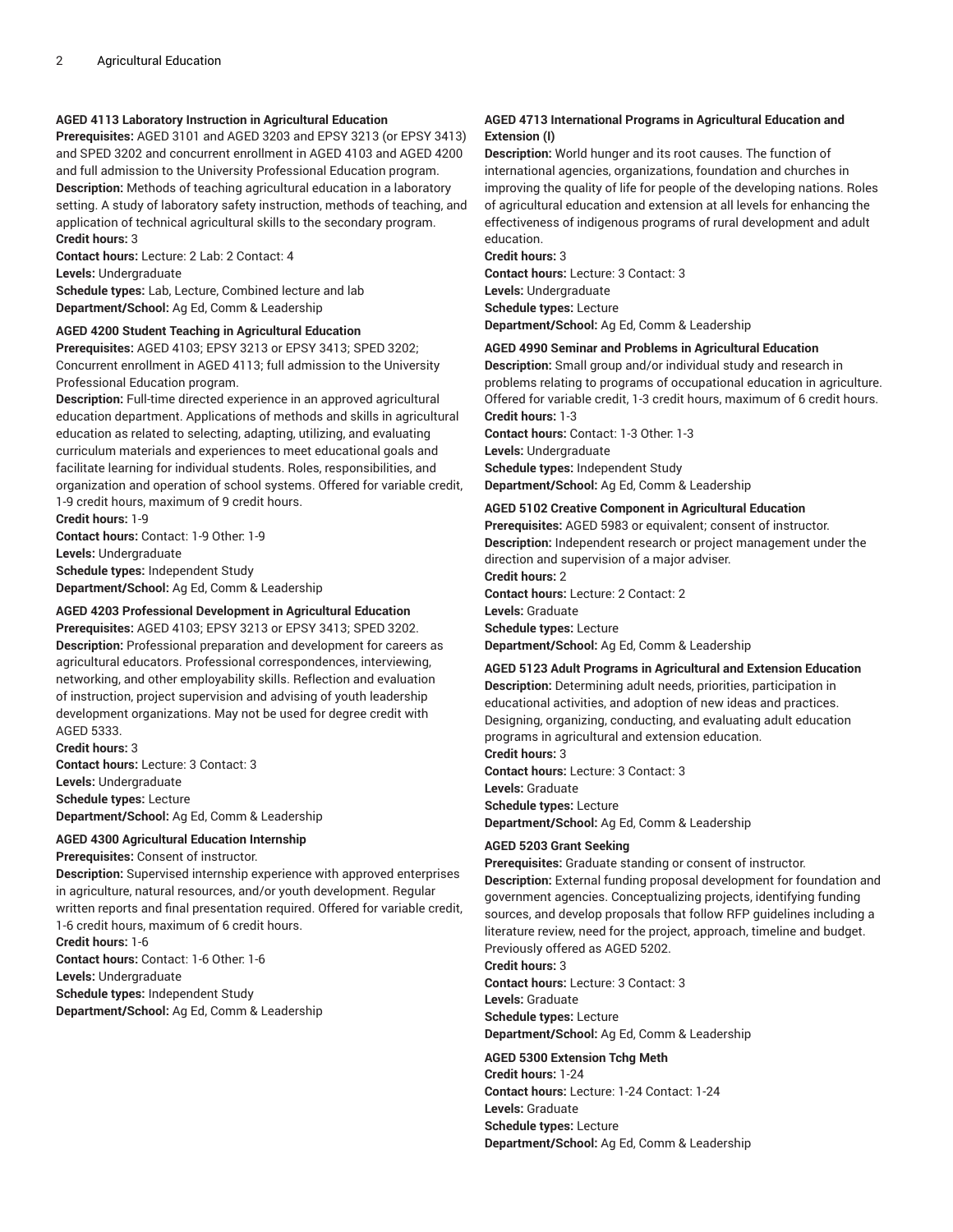**AGED 4113 Laboratory Instruction in Agricultural Education**
**Prerequisites:** AGED 3101 and AGED 3203 and EPSY 3213 (or EPSY 3413) and SPED 3202 and concurrent enrollment in AGED 4103 and AGED 4200 and full admission to the University Professional Education program.
**Description:** Methods of teaching agricultural education in a laboratory setting. A study of laboratory safety instruction, methods of teaching, and application of technical agricultural skills to the secondary program.
**Credit hours:** 3
**Contact hours:** Lecture: 2 Lab: 2 Contact: 4
**Levels:** Undergraduate
**Schedule types:** Lab, Lecture, Combined lecture and lab
**Department/School:** Ag Ed, Comm & Leadership

**AGED 4200 Student Teaching in Agricultural Education**
**Prerequisites:** AGED 4103; EPSY 3213 or EPSY 3413; SPED 3202; Concurrent enrollment in AGED 4113; full admission to the University Professional Education program.
**Description:** Full-time directed experience in an approved agricultural education department. Applications of methods and skills in agricultural education as related to selecting, adapting, utilizing, and evaluating curriculum materials and experiences to meet educational goals and facilitate learning for individual students. Roles, responsibilities, and organization and operation of school systems. Offered for variable credit, 1-9 credit hours, maximum of 9 credit hours.
**Credit hours:** 1-9
**Contact hours:** Contact: 1-9 Other: 1-9
**Levels:** Undergraduate
**Schedule types:** Independent Study
**Department/School:** Ag Ed, Comm & Leadership

**AGED 4203 Professional Development in Agricultural Education**
**Prerequisites:** AGED 4103; EPSY 3213 or EPSY 3413; SPED 3202.
**Description:** Professional preparation and development for careers as agricultural educators. Professional correspondences, interviewing, networking, and other employability skills. Reflection and evaluation of instruction, project supervision and advising of youth leadership development organizations. May not be used for degree credit with AGED 5333.
**Credit hours:** 3
**Contact hours:** Lecture: 3 Contact: 3
**Levels:** Undergraduate
**Schedule types:** Lecture
**Department/School:** Ag Ed, Comm & Leadership

**AGED 4300 Agricultural Education Internship**
**Prerequisites:** Consent of instructor.
**Description:** Supervised internship experience with approved enterprises in agriculture, natural resources, and/or youth development. Regular written reports and final presentation required. Offered for variable credit, 1-6 credit hours, maximum of 6 credit hours.
**Credit hours:** 1-6
**Contact hours:** Contact: 1-6 Other: 1-6
**Levels:** Undergraduate
**Schedule types:** Independent Study
**Department/School:** Ag Ed, Comm & Leadership

**AGED 4713 International Programs in Agricultural Education and Extension (I)**
**Description:** World hunger and its root causes. The function of international agencies, organizations, foundation and churches in improving the quality of life for people of the developing nations. Roles of agricultural education and extension at all levels for enhancing the effectiveness of indigenous programs of rural development and adult education.
**Credit hours:** 3
**Contact hours:** Lecture: 3 Contact: 3
**Levels:** Undergraduate
**Schedule types:** Lecture
**Department/School:** Ag Ed, Comm & Leadership

**AGED 4990 Seminar and Problems in Agricultural Education**
**Description:** Small group and/or individual study and research in problems relating to programs of occupational education in agriculture. Offered for variable credit, 1-3 credit hours, maximum of 6 credit hours.
**Credit hours:** 1-3
**Contact hours:** Contact: 1-3 Other: 1-3
**Levels:** Undergraduate
**Schedule types:** Independent Study
**Department/School:** Ag Ed, Comm & Leadership

**AGED 5102 Creative Component in Agricultural Education**
**Prerequisites:** AGED 5983 or equivalent; consent of instructor.
**Description:** Independent research or project management under the direction and supervision of a major adviser.
**Credit hours:** 2
**Contact hours:** Lecture: 2 Contact: 2
**Levels:** Graduate
**Schedule types:** Lecture
**Department/School:** Ag Ed, Comm & Leadership

**AGED 5123 Adult Programs in Agricultural and Extension Education**
**Description:** Determining adult needs, priorities, participation in educational activities, and adoption of new ideas and practices. Designing, organizing, conducting, and evaluating adult education programs in agricultural and extension education.
**Credit hours:** 3
**Contact hours:** Lecture: 3 Contact: 3
**Levels:** Graduate
**Schedule types:** Lecture
**Department/School:** Ag Ed, Comm & Leadership

**AGED 5203 Grant Seeking**
**Prerequisites:** Graduate standing or consent of instructor.
**Description:** External funding proposal development for foundation and government agencies. Conceptualizing projects, identifying funding sources, and develop proposals that follow RFP guidelines including a literature review, need for the project, approach, timeline and budget. Previously offered as AGED 5202.
**Credit hours:** 3
**Contact hours:** Lecture: 3 Contact: 3
**Levels:** Graduate
**Schedule types:** Lecture
**Department/School:** Ag Ed, Comm & Leadership

**AGED 5300 Extension Tchg Meth**
**Credit hours:** 1-24
**Contact hours:** Lecture: 1-24 Contact: 1-24
**Levels:** Graduate
**Schedule types:** Lecture
**Department/School:** Ag Ed, Comm & Leadership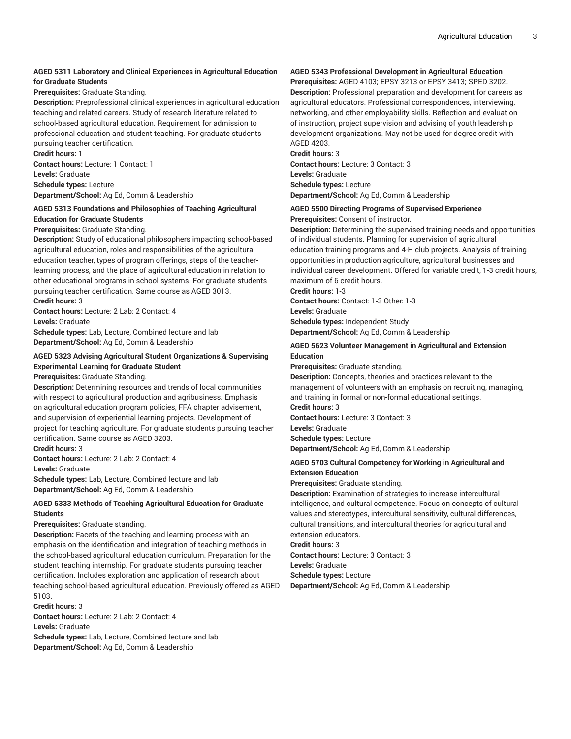**AGED 5311 Laboratory and Clinical Experiences in Agricultural Education for Graduate Students**

**Prerequisites:** Graduate Standing.

**Description:** Preprofessional clinical experiences in agricultural education teaching and related careers. Study of research literature related to school-based agricultural education. Requirement for admission to professional education and student teaching. For graduate students pursuing teacher certification.

**Credit hours:** 1

**Contact hours:** Lecture: 1 Contact: 1

**Levels:** Graduate

**Schedule types:** Lecture

**Department/School:** Ag Ed, Comm & Leadership

**AGED 5313 Foundations and Philosophies of Teaching Agricultural Education for Graduate Students**

**Prerequisites:** Graduate Standing.

**Description:** Study of educational philosophers impacting school-based agricultural education, roles and responsibilities of the agricultural education teacher, types of program offerings, steps of the teacher-learning process, and the place of agricultural education in relation to other educational programs in school systems. For graduate students pursuing teacher certification. Same course as AGED 3013.

**Credit hours:** 3

**Contact hours:** Lecture: 2 Lab: 2 Contact: 4

**Levels:** Graduate

**Schedule types:** Lab, Lecture, Combined lecture and lab

**Department/School:** Ag Ed, Comm & Leadership

**AGED 5323 Advising Agricultural Student Organizations & Supervising Experimental Learning for Graduate Student**

**Prerequisites:** Graduate Standing.

**Description:** Determining resources and trends of local communities with respect to agricultural production and agribusiness. Emphasis on agricultural education program policies, FFA chapter advisement, and supervision of experiential learning projects. Development of project for teaching agriculture. For graduate students pursuing teacher certification. Same course as AGED 3203.

**Credit hours:** 3

**Contact hours:** Lecture: 2 Lab: 2 Contact: 4

**Levels:** Graduate

**Schedule types:** Lab, Lecture, Combined lecture and lab

**Department/School:** Ag Ed, Comm & Leadership

**AGED 5333 Methods of Teaching Agricultural Education for Graduate Students**

**Prerequisites:** Graduate standing.

**Description:** Facets of the teaching and learning process with an emphasis on the identification and integration of teaching methods in the school-based agricultural education curriculum. Preparation for the student teaching internship. For graduate students pursuing teacher certification. Includes exploration and application of research about teaching school-based agricultural education. Previously offered as AGED 5103.

**Credit hours:** 3

**Contact hours:** Lecture: 2 Lab: 2 Contact: 4

**Levels:** Graduate

**Schedule types:** Lab, Lecture, Combined lecture and lab

**Department/School:** Ag Ed, Comm & Leadership

**AGED 5343 Professional Development in Agricultural Education**

**Prerequisites:** AGED 4103; EPSY 3213 or EPSY 3413; SPED 3202.

**Description:** Professional preparation and development for careers as agricultural educators. Professional correspondences, interviewing, networking, and other employability skills. Reflection and evaluation of instruction, project supervision and advising of youth leadership development organizations. May not be used for degree credit with AGED 4203.

**Credit hours:** 3

**Contact hours:** Lecture: 3 Contact: 3

**Levels:** Graduate

**Schedule types:** Lecture

**Department/School:** Ag Ed, Comm & Leadership

**AGED 5500 Directing Programs of Supervised Experience**

**Prerequisites:** Consent of instructor.

**Description:** Determining the supervised training needs and opportunities of individual students. Planning for supervision of agricultural education training programs and 4-H club projects. Analysis of training opportunities in production agriculture, agricultural businesses and individual career development. Offered for variable credit, 1-3 credit hours, maximum of 6 credit hours.

**Credit hours:** 1-3

**Contact hours:** Contact: 1-3 Other: 1-3

**Levels:** Graduate

**Schedule types:** Independent Study

**Department/School:** Ag Ed, Comm & Leadership

**AGED 5623 Volunteer Management in Agricultural and Extension Education**

**Prerequisites:** Graduate standing.

**Description:** Concepts, theories and practices relevant to the management of volunteers with an emphasis on recruiting, managing, and training in formal or non-formal educational settings.

**Credit hours:** 3

**Contact hours:** Lecture: 3 Contact: 3

**Levels:** Graduate

**Schedule types:** Lecture

**Department/School:** Ag Ed, Comm & Leadership

**AGED 5703 Cultural Competency for Working in Agricultural and Extension Education**

**Prerequisites:** Graduate standing.

**Description:** Examination of strategies to increase intercultural intelligence, and cultural competence. Focus on concepts of cultural values and stereotypes, intercultural sensitivity, cultural differences, cultural transitions, and intercultural theories for agricultural and extension educators.

**Credit hours:** 3

**Contact hours:** Lecture: 3 Contact: 3

**Levels:** Graduate

**Schedule types:** Lecture

**Department/School:** Ag Ed, Comm & Leadership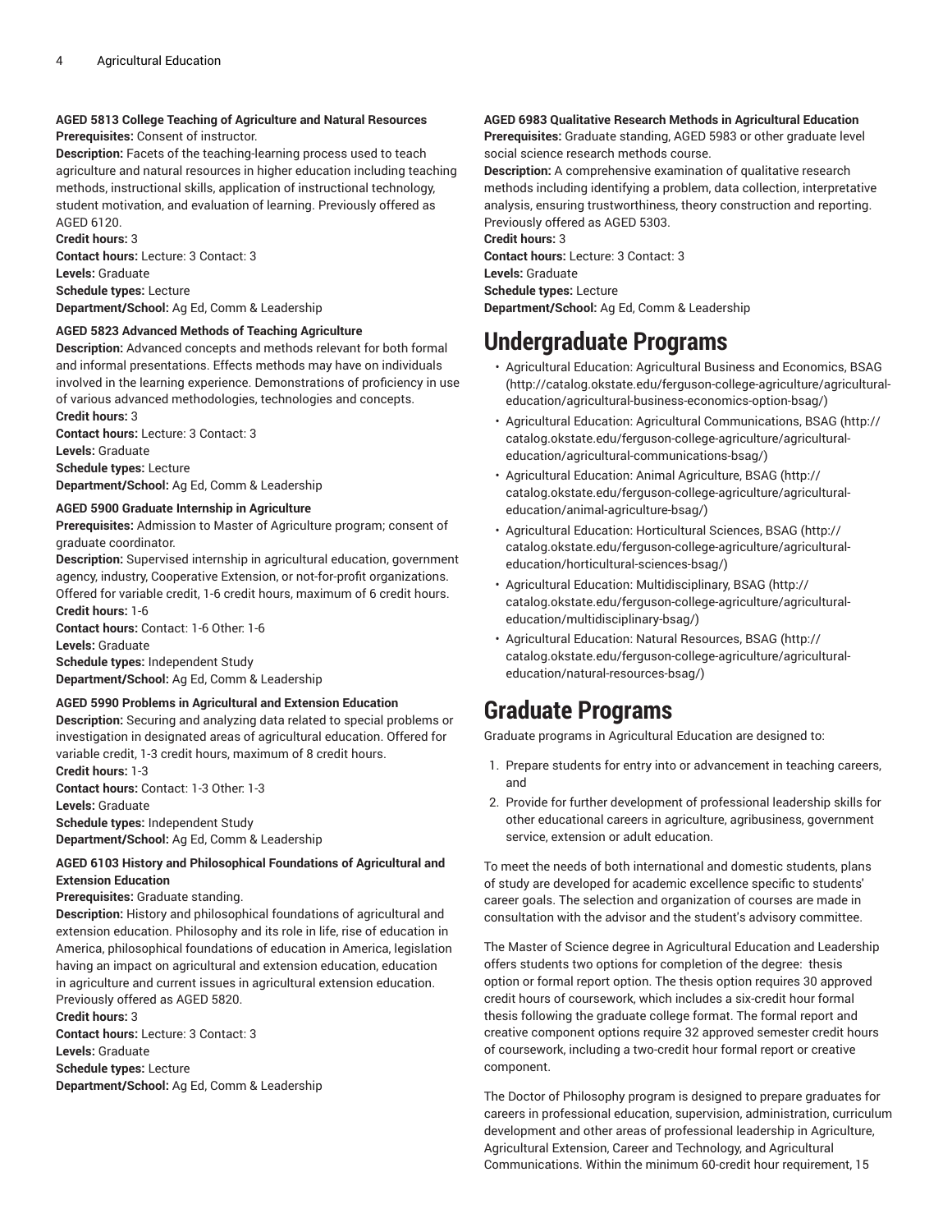**AGED 5813 College Teaching of Agriculture and Natural Resources**
**Prerequisites:** Consent of instructor.
**Description:** Facets of the teaching-learning process used to teach agriculture and natural resources in higher education including teaching methods, instructional skills, application of instructional technology, student motivation, and evaluation of learning. Previously offered as AGED 6120.
**Credit hours:** 3
**Contact hours:** Lecture: 3 Contact: 3
**Levels:** Graduate
**Schedule types:** Lecture
**Department/School:** Ag Ed, Comm & Leadership

**AGED 5823 Advanced Methods of Teaching Agriculture**
**Description:** Advanced concepts and methods relevant for both formal and informal presentations. Effects methods may have on individuals involved in the learning experience. Demonstrations of proficiency in use of various advanced methodologies, technologies and concepts.
**Credit hours:** 3
**Contact hours:** Lecture: 3 Contact: 3
**Levels:** Graduate
**Schedule types:** Lecture
**Department/School:** Ag Ed, Comm & Leadership

**AGED 5900 Graduate Internship in Agriculture**
**Prerequisites:** Admission to Master of Agriculture program; consent of graduate coordinator.
**Description:** Supervised internship in agricultural education, government agency, industry, Cooperative Extension, or not-for-profit organizations. Offered for variable credit, 1-6 credit hours, maximum of 6 credit hours.
**Credit hours:** 1-6
**Contact hours:** Contact: 1-6 Other: 1-6
**Levels:** Graduate
**Schedule types:** Independent Study
**Department/School:** Ag Ed, Comm & Leadership

**AGED 5990 Problems in Agricultural and Extension Education**
**Description:** Securing and analyzing data related to special problems or investigation in designated areas of agricultural education. Offered for variable credit, 1-3 credit hours, maximum of 8 credit hours.
**Credit hours:** 1-3
**Contact hours:** Contact: 1-3 Other: 1-3
**Levels:** Graduate
**Schedule types:** Independent Study
**Department/School:** Ag Ed, Comm & Leadership

**AGED 6103 History and Philosophical Foundations of Agricultural and Extension Education**
**Prerequisites:** Graduate standing.
**Description:** History and philosophical foundations of agricultural and extension education. Philosophy and its role in life, rise of education in America, philosophical foundations of education in America, legislation having an impact on agricultural and extension education, education in agriculture and current issues in agricultural extension education. Previously offered as AGED 5820.
**Credit hours:** 3
**Contact hours:** Lecture: 3 Contact: 3
**Levels:** Graduate
**Schedule types:** Lecture
**Department/School:** Ag Ed, Comm & Leadership

**AGED 6983 Qualitative Research Methods in Agricultural Education**
**Prerequisites:** Graduate standing, AGED 5983 or other graduate level social science research methods course.
**Description:** A comprehensive examination of qualitative research methods including identifying a problem, data collection, interpretative analysis, ensuring trustworthiness, theory construction and reporting. Previously offered as AGED 5303.
**Credit hours:** 3
**Contact hours:** Lecture: 3 Contact: 3
**Levels:** Graduate
**Schedule types:** Lecture
**Department/School:** Ag Ed, Comm & Leadership

# Undergraduate Programs

- Agricultural Education: Agricultural Business and Economics, BSAG (http://catalog.okstate.edu/ferguson-college-agriculture/agricultural-education/agricultural-business-economics-option-bsag/)
- Agricultural Education: Agricultural Communications, BSAG (http://catalog.okstate.edu/ferguson-college-agriculture/agricultural-education/agricultural-communications-bsag/)
- Agricultural Education: Animal Agriculture, BSAG (http://catalog.okstate.edu/ferguson-college-agriculture/agricultural-education/animal-agriculture-bsag/)
- Agricultural Education: Horticultural Sciences, BSAG (http://catalog.okstate.edu/ferguson-college-agriculture/agricultural-education/horticultural-sciences-bsag/)
- Agricultural Education: Multidisciplinary, BSAG (http://catalog.okstate.edu/ferguson-college-agriculture/agricultural-education/multidisciplinary-bsag/)
- Agricultural Education: Natural Resources, BSAG (http://catalog.okstate.edu/ferguson-college-agriculture/agricultural-education/natural-resources-bsag/)

# Graduate Programs

Graduate programs in Agricultural Education are designed to:

1. Prepare students for entry into or advancement in teaching careers, and
2. Provide for further development of professional leadership skills for other educational careers in agriculture, agribusiness, government service, extension or adult education.

To meet the needs of both international and domestic students, plans of study are developed for academic excellence specific to students' career goals. The selection and organization of courses are made in consultation with the advisor and the student's advisory committee.

The Master of Science degree in Agricultural Education and Leadership offers students two options for completion of the degree: thesis option or formal report option. The thesis option requires 30 approved credit hours of coursework, which includes a six-credit hour formal thesis following the graduate college format. The formal report and creative component options require 32 approved semester credit hours of coursework, including a two-credit hour formal report or creative component.

The Doctor of Philosophy program is designed to prepare graduates for careers in professional education, supervision, administration, curriculum development and other areas of professional leadership in Agriculture, Agricultural Extension, Career and Technology, and Agricultural Communications. Within the minimum 60-credit hour requirement, 15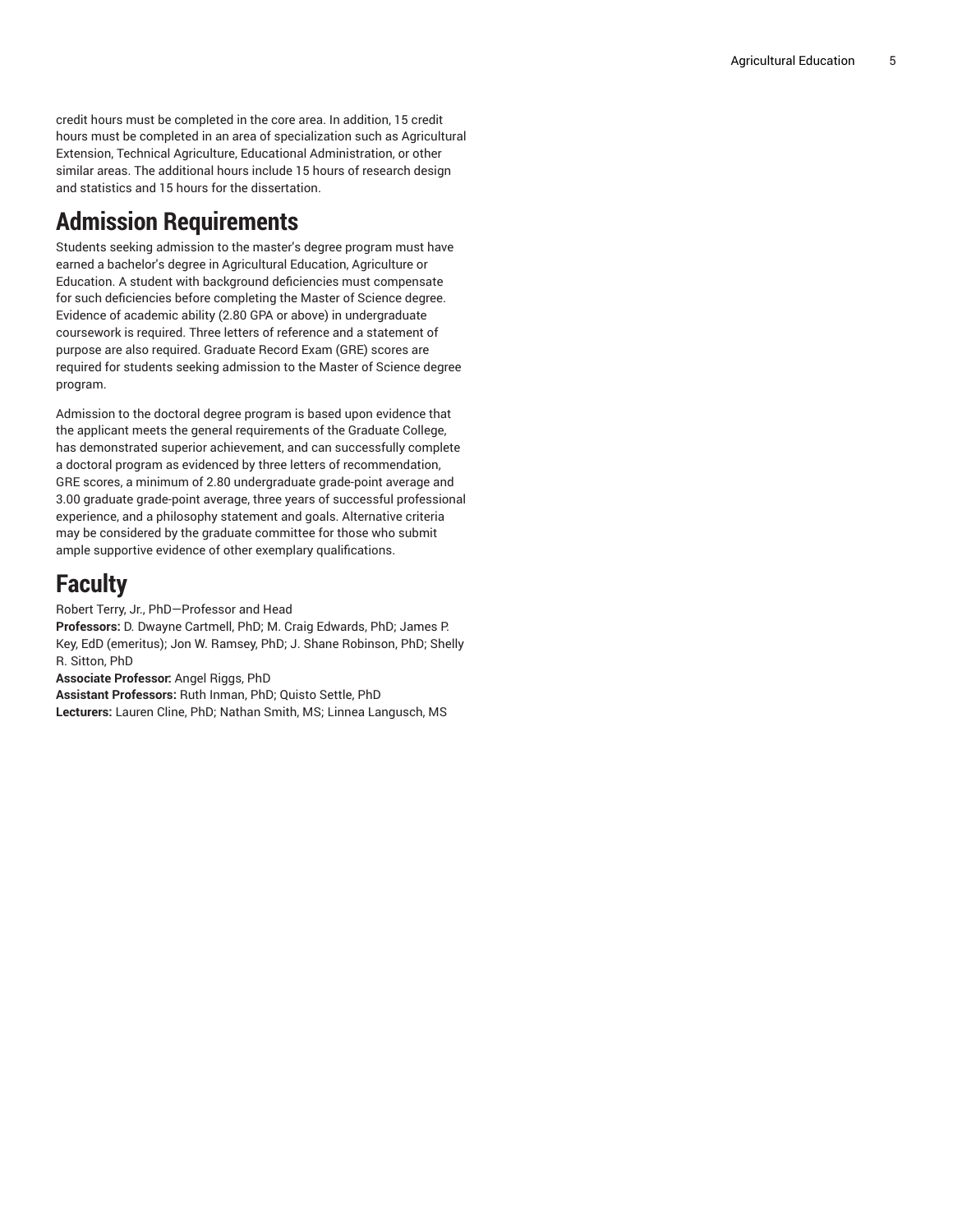credit hours must be completed in the core area. In addition, 15 credit hours must be completed in an area of specialization such as Agricultural Extension, Technical Agriculture, Educational Administration, or other similar areas. The additional hours include 15 hours of research design and statistics and 15 hours for the dissertation.

## Admission Requirements

Students seeking admission to the master's degree program must have earned a bachelor's degree in Agricultural Education, Agriculture or Education. A student with background deficiencies must compensate for such deficiencies before completing the Master of Science degree. Evidence of academic ability (2.80 GPA or above) in undergraduate coursework is required. Three letters of reference and a statement of purpose are also required. Graduate Record Exam (GRE) scores are required for students seeking admission to the Master of Science degree program.

Admission to the doctoral degree program is based upon evidence that the applicant meets the general requirements of the Graduate College, has demonstrated superior achievement, and can successfully complete a doctoral program as evidenced by three letters of recommendation, GRE scores, a minimum of 2.80 undergraduate grade-point average and 3.00 graduate grade-point average, three years of successful professional experience, and a philosophy statement and goals. Alternative criteria may be considered by the graduate committee for those who submit ample supportive evidence of other exemplary qualifications.

## Faculty

Robert Terry, Jr., PhD—Professor and Head
**Professors:** D. Dwayne Cartmell, PhD; M. Craig Edwards, PhD; James P. Key, EdD (emeritus); Jon W. Ramsey, PhD; J. Shane Robinson, PhD; Shelly R. Sitton, PhD
**Associate Professor:** Angel Riggs, PhD
**Assistant Professors:** Ruth Inman, PhD; Quisto Settle, PhD
**Lecturers:** Lauren Cline, PhD; Nathan Smith, MS; Linnea Langusch, MS